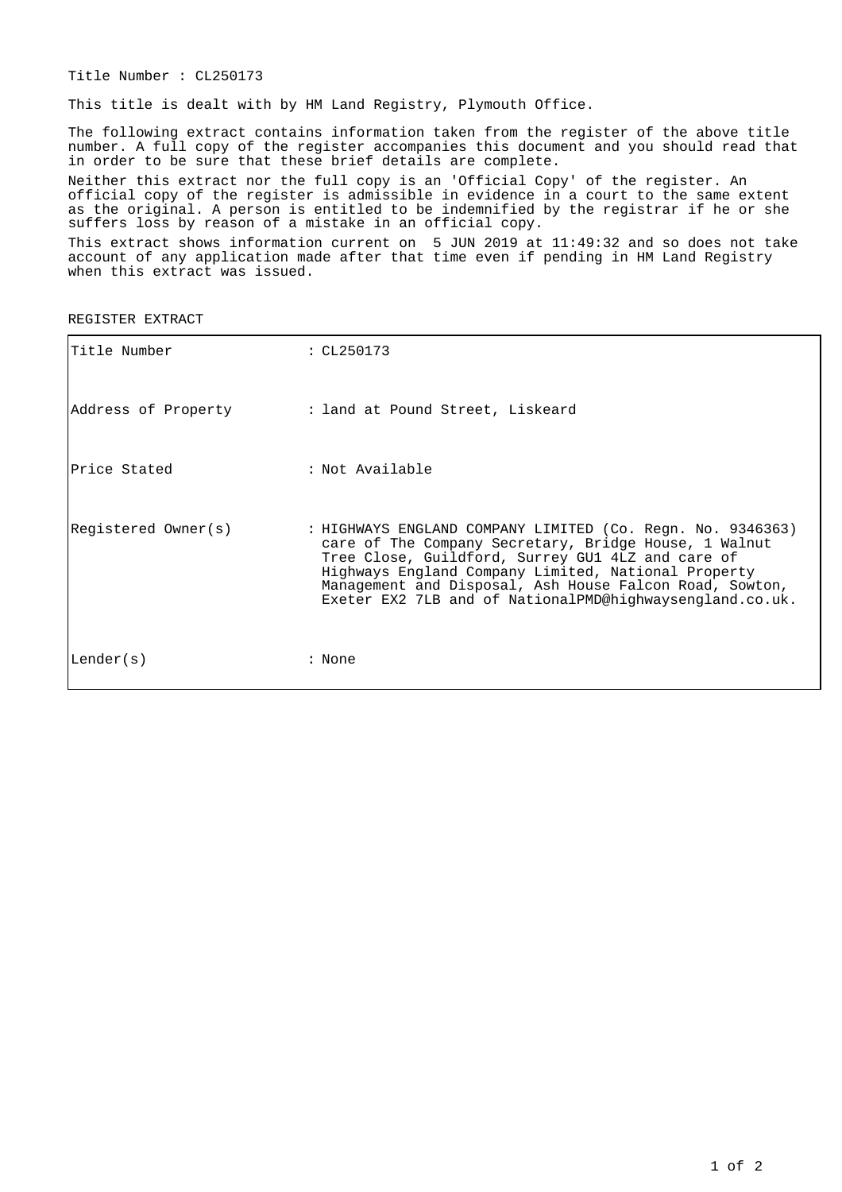Title Number : CL250173

This title is dealt with by HM Land Registry, Plymouth Office.

The following extract contains information taken from the register of the above title number. A full copy of the register accompanies this document and you should read that in order to be sure that these brief details are complete.

Neither this extract nor the full copy is an 'Official Copy' of the register. An official copy of the register is admissible in evidence in a court to the same extent as the original. A person is entitled to be indemnified by the registrar if he or she suffers loss by reason of a mistake in an official copy.

This extract shows information current on 5 JUN 2019 at 11:49:32 and so does not take account of any application made after that time even if pending in HM Land Registry when this extract was issued.

REGISTER EXTRACT

| | |
|---|---|
| Title Number | : CL250173 |
| Address of Property | : land at Pound Street, Liskeard |
| Price Stated | : Not Available |
| Registered Owner(s) | : HIGHWAYS ENGLAND COMPANY LIMITED (Co. Regn. No. 9346363) care of The Company Secretary, Bridge House, 1 Walnut Tree Close, Guildford, Surrey GU1 4LZ and care of Highways England Company Limited, National Property Management and Disposal, Ash House Falcon Road, Sowton, Exeter EX2 7LB and of NationalPMD@highwaysengland.co.uk. |
| Lender(s) | : None |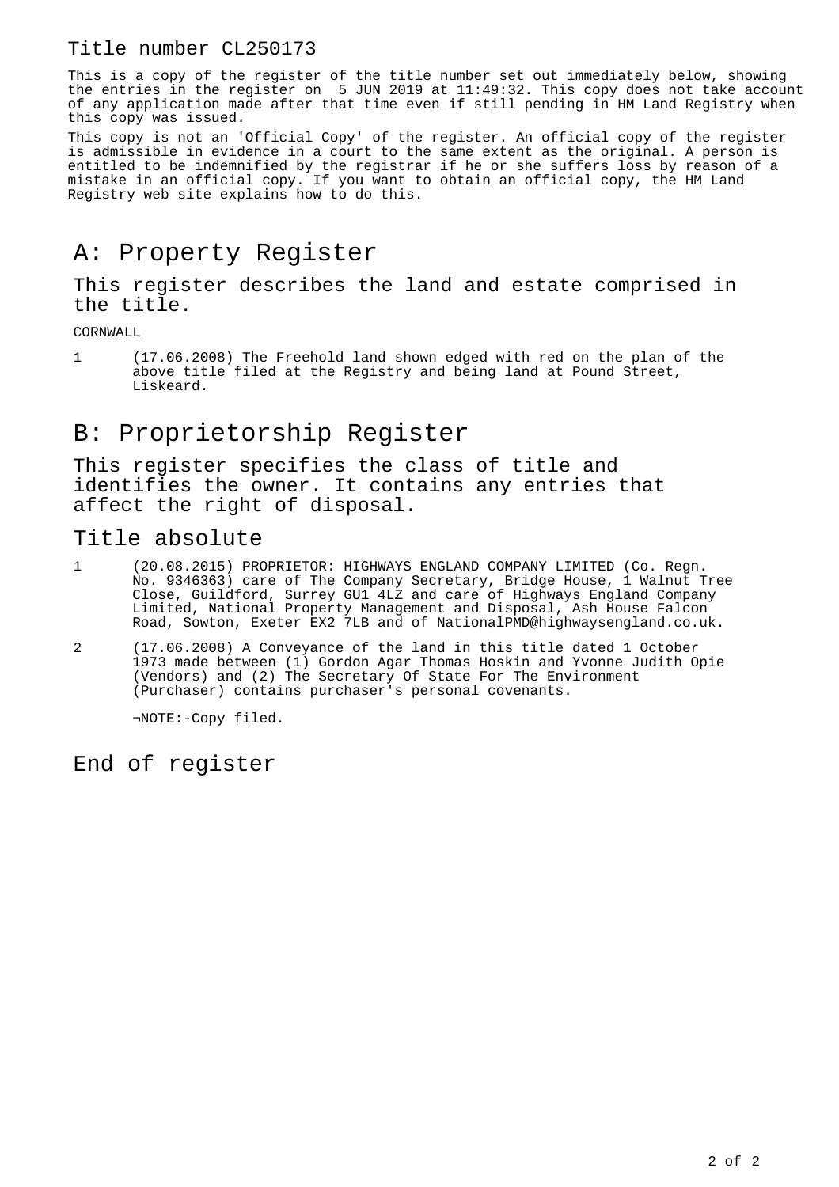Title number CL250173

This is a copy of the register of the title number set out immediately below, showing the entries in the register on 5 JUN 2019 at 11:49:32. This copy does not take account of any application made after that time even if still pending in HM Land Registry when this copy was issued.

This copy is not an 'Official Copy' of the register. An official copy of the register is admissible in evidence in a court to the same extent as the original. A person is entitled to be indemnified by the registrar if he or she suffers loss by reason of a mistake in an official copy. If you want to obtain an official copy, the HM Land Registry web site explains how to do this.

# A: Property Register

## This register describes the land and estate comprised in the title.

CORNWALL

1 (17.06.2008) The Freehold land shown edged with red on the plan of the above title filed at the Registry and being land at Pound Street, Liskeard.

# B: Proprietorship Register

## This register specifies the class of title and identifies the owner. It contains any entries that affect the right of disposal.

## Title absolute

1 (20.08.2015) PROPRIETOR: HIGHWAYS ENGLAND COMPANY LIMITED (Co. Regn. No. 9346363) care of The Company Secretary, Bridge House, 1 Walnut Tree Close, Guildford, Surrey GU1 4LZ and care of Highways England Company Limited, National Property Management and Disposal, Ash House Falcon Road, Sowton, Exeter EX2 7LB and of NationalPMD@highwaysengland.co.uk.

2 (17.06.2008) A Conveyance of the land in this title dated 1 October 1973 made between (1) Gordon Agar Thomas Hoskin and Yvonne Judith Opie (Vendors) and (2) The Secretary Of State For The Environment (Purchaser) contains purchaser's personal covenants.

¬NOTE:-Copy filed.

# End of register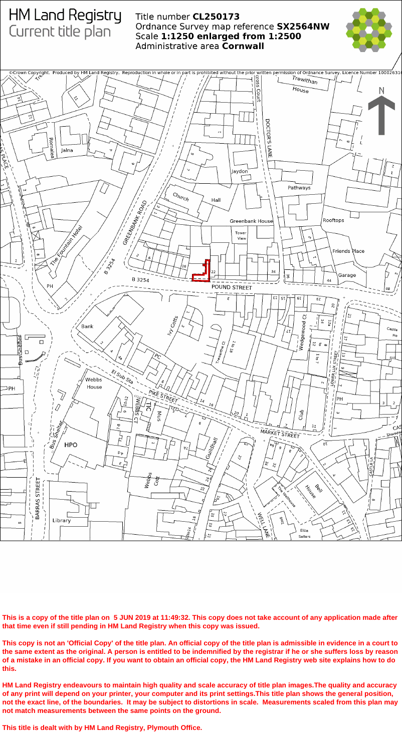# HM Land Registry
Current title plan

Title number **CL250173**
Ordnance Survey map reference **SX2564NW**
Scale **1:1250 enlarged from 1:2500**
Administrative area **Cornwall**

©Crown Copyright. Produced by HM Land Registry. Reproduction in whole or in part is prohibited without the prior written permission of Ordnance Survey. Licence Number 100026316

**This is a copy of the title plan on 5 JUN 2019 at 11:49:32. This copy does not take account of any application made after that time even if still pending in HM Land Registry when this copy was issued.**

**This copy is not an 'Official Copy' of the title plan. An official copy of the title plan is admissible in evidence in a court to the same extent as the original. A person is entitled to be indemnified by the registrar if he or she suffers loss by reason of a mistake in an official copy. If you want to obtain an official copy, the HM Land Registry web site explains how to do this.**

**HM Land Registry endeavours to maintain high quality and scale accuracy of title plan images.The quality and accuracy of any print will depend on your printer, your computer and its print settings.This title plan shows the general position, not the exact line, of the boundaries. It may be subject to distortions in scale. Measurements scaled from this plan may not match measurements between the same points on the ground.**

**This title is dealt with by HM Land Registry, Plymouth Office.**